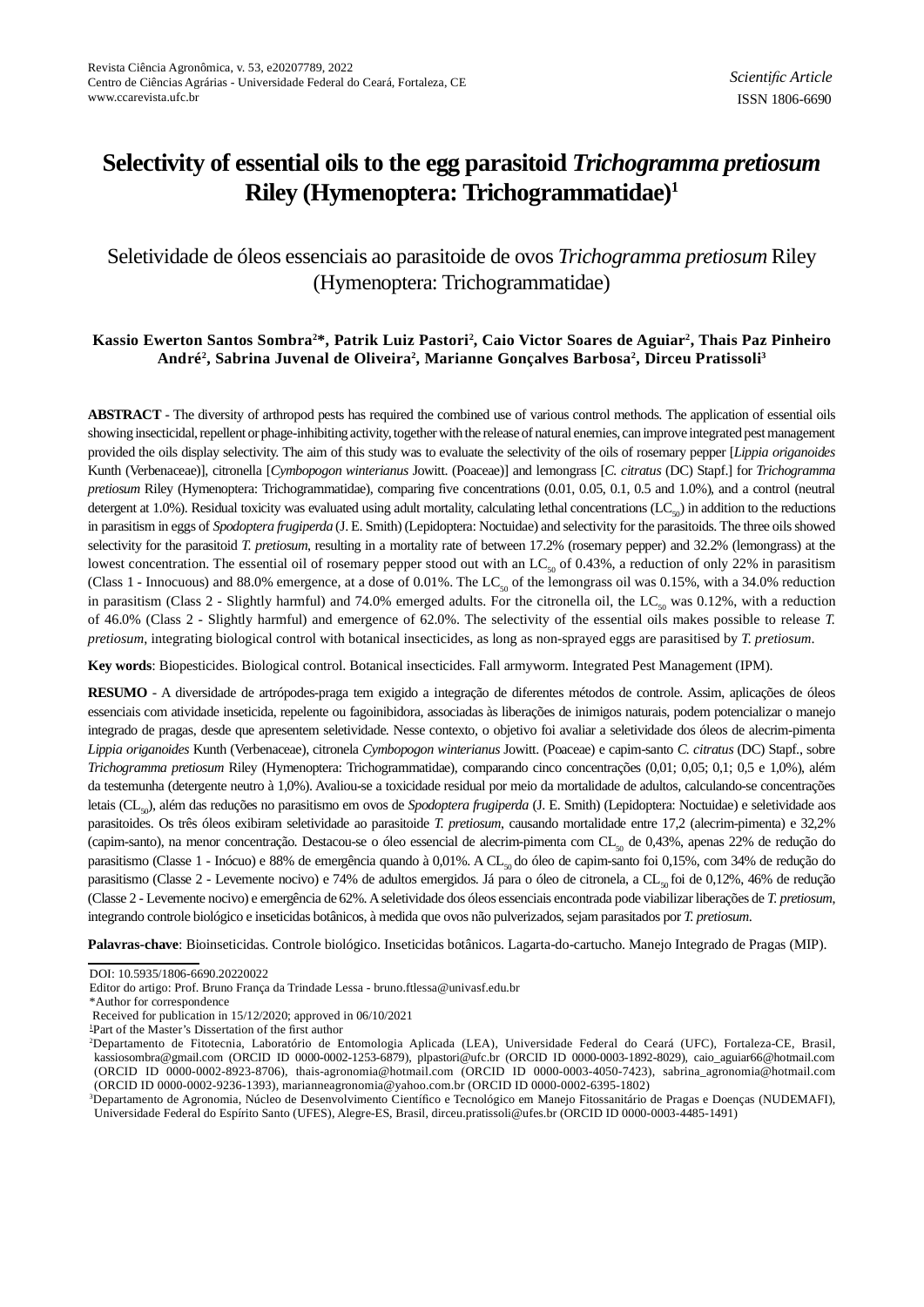Revista Ciência Agronômica, v. 53, e20207789, 2022
Centro de Ciências Agrárias - Universidade Federal do Ceará, Fortaleza, CE
www.ccarevista.ufc.br

*Scientific Article*
ISSN 1806-6690

# Selectivity of essential oils to the egg parasitoid *Trichogramma pretiosum* Riley (Hymenoptera: Trichogrammatidae)[1]

## Seletividade de óleos essenciais ao parasitoide de ovos *Trichogramma pretiosum* Riley (Hymenoptera: Trichogrammatidae)

**Kassio Ewerton Santos Sombra[2]\*, Patrik Luiz Pastori[2], Caio Victor Soares de Aguiar[2], Thais Paz Pinheiro André[2], Sabrina Juvenal de Oliveira[2], Marianne Gonçalves Barbosa[2], Dirceu Pratissoli[3]**

**ABSTRACT** - The diversity of arthropod pests has required the combined use of various control methods. The application of essential oils showing insecticidal, repellent or phage-inhibiting activity, together with the release of natural enemies, can improve integrated pest management provided the oils display selectivity. The aim of this study was to evaluate the selectivity of the oils of rosemary pepper [*Lippia origanoides* Kunth (Verbenaceae)], citronella [*Cymbopogon winterianus* Jowitt. (Poaceae)] and lemongrass [*C. citratus* (DC) Stapf.] for *Trichogramma pretiosum* Riley (Hymenoptera: Trichogrammatidae), comparing five concentrations (0.01, 0.05, 0.1, 0.5 and 1.0%), and a control (neutral detergent at 1.0%). Residual toxicity was evaluated using adult mortality, calculating lethal concentrations ($LC_{50}$) in addition to the reductions in parasitism in eggs of *Spodoptera frugiperda* (J. E. Smith) (Lepidoptera: Noctuidae) and selectivity for the parasitoids. The three oils showed selectivity for the parasitoid *T. pretiosum*, resulting in a mortality rate of between 17.2% (rosemary pepper) and 32.2% (lemongrass) at the lowest concentration. The essential oil of rosemary pepper stood out with an $LC_{50}$ of 0.43%, a reduction of only 22% in parasitism (Class 1 - Innocuous) and 88.0% emergence, at a dose of 0.01%. The $LC_{50}$ of the lemongrass oil was 0.15%, with a 34.0% reduction in parasitism (Class 2 - Slightly harmful) and 74.0% emerged adults. For the citronella oil, the $LC_{50}$ was 0.12%, with a reduction of 46.0% (Class 2 - Slightly harmful) and emergence of 62.0%. The selectivity of the essential oils makes possible to release *T. pretiosum*, integrating biological control with botanical insecticides, as long as non-sprayed eggs are parasitised by *T. pretiosum*.

**Key words**: Biopesticides. Biological control. Botanical insecticides. Fall armyworm. Integrated Pest Management (IPM).

**RESUMO** - A diversidade de artrópodes-praga tem exigido a integração de diferentes métodos de controle. Assim, aplicações de óleos essenciais com atividade inseticida, repelente ou fagoinibidora, associadas às liberações de inimigos naturais, podem potencializar o manejo integrado de pragas, desde que apresentem seletividade. Nesse contexto, o objetivo foi avaliar a seletividade dos óleos de alecrim-pimenta *Lippia origanoides* Kunth (Verbenaceae), citronela *Cymbopogon winterianus* Jowitt. (Poaceae) e capim-santo *C. citratus* (DC) Stapf., sobre *Trichogramma pretiosum* Riley (Hymenoptera: Trichogrammatidae), comparando cinco concentrações (0,01; 0,05; 0,1; 0,5 e 1,0%), além da testemunha (detergente neutro à 1,0%). Avaliou-se a toxicidade residual por meio da mortalidade de adultos, calculando-se concentrações letais ($CL_{50}$), além das reduções no parasitismo em ovos de *Spodoptera frugiperda* (J. E. Smith) (Lepidoptera: Noctuidae) e seletividade aos parasitoides. Os três óleos exibiram seletividade ao parasitoide *T. pretiosum*, causando mortalidade entre 17,2 (alecrim-pimenta) e 32,2% (capim-santo), na menor concentração. Destacou-se o óleo essencial de alecrim-pimenta com $CL_{50}$ de 0,43%, apenas 22% de redução do parasitismo (Classe 1 - Inócuo) e 88% de emergência quando à 0,01%. A $CL_{50}$ do óleo de capim-santo foi 0,15%, com 34% de redução do parasitismo (Classe 2 - Levemente nocivo) e 74% de adultos emergidos. Já para o óleo de citronela, a $CL_{50}$ foi de 0,12%, 46% de redução (Classe 2 - Levemente nocivo) e emergência de 62%. A seletividade dos óleos essenciais encontrada pode viabilizar liberações de *T. pretiosum*, integrando controle biológico e inseticidas botânicos, à medida que ovos não pulverizados, sejam parasitados por *T. pretiosum*.

**Palavras-chave**: Bioinseticidas. Controle biológico. Inseticidas botânicos. Lagarta-do-cartucho. Manejo Integrado de Pragas (MIP).

---

DOI: 10.5935/1806-6690.20220022
Editor do artigo: Prof. Bruno França da Trindade Lessa - bruno.ftlessa@univasf.edu.br
\*Author for correspondence
Received for publication in 15/12/2020; approved in 06/10/2021
[1]Part of the Master's Dissertation of the first author
[2]Departamento de Fitotecnia, Laboratório de Entomologia Aplicada (LEA), Universidade Federal do Ceará (UFC), Fortaleza-CE, Brasil, kassiosombra@gmail.com (ORCID ID 0000-0002-1253-6879), plpastori@ufc.br (ORCID ID 0000-0003-1892-8029), caio_aguiar66@hotmail.com (ORCID ID 0000-0002-8923-8706), thais-agronomia@hotmail.com (ORCID ID 0000-0003-4050-7423), sabrina_agronomia@hotmail.com (ORCID ID 0000-0002-9236-1393), marianneagronomia@yahoo.com.br (ORCID ID 0000-0002-6395-1802)
[3]Departamento de Agronomia, Núcleo de Desenvolvimento Científico e Tecnológico em Manejo Fitossanitário de Pragas e Doenças (NUDEMAFI), Universidade Federal do Espírito Santo (UFES), Alegre-ES, Brasil, dirceu.pratissoli@ufes.br (ORCID ID 0000-0003-4485-1491)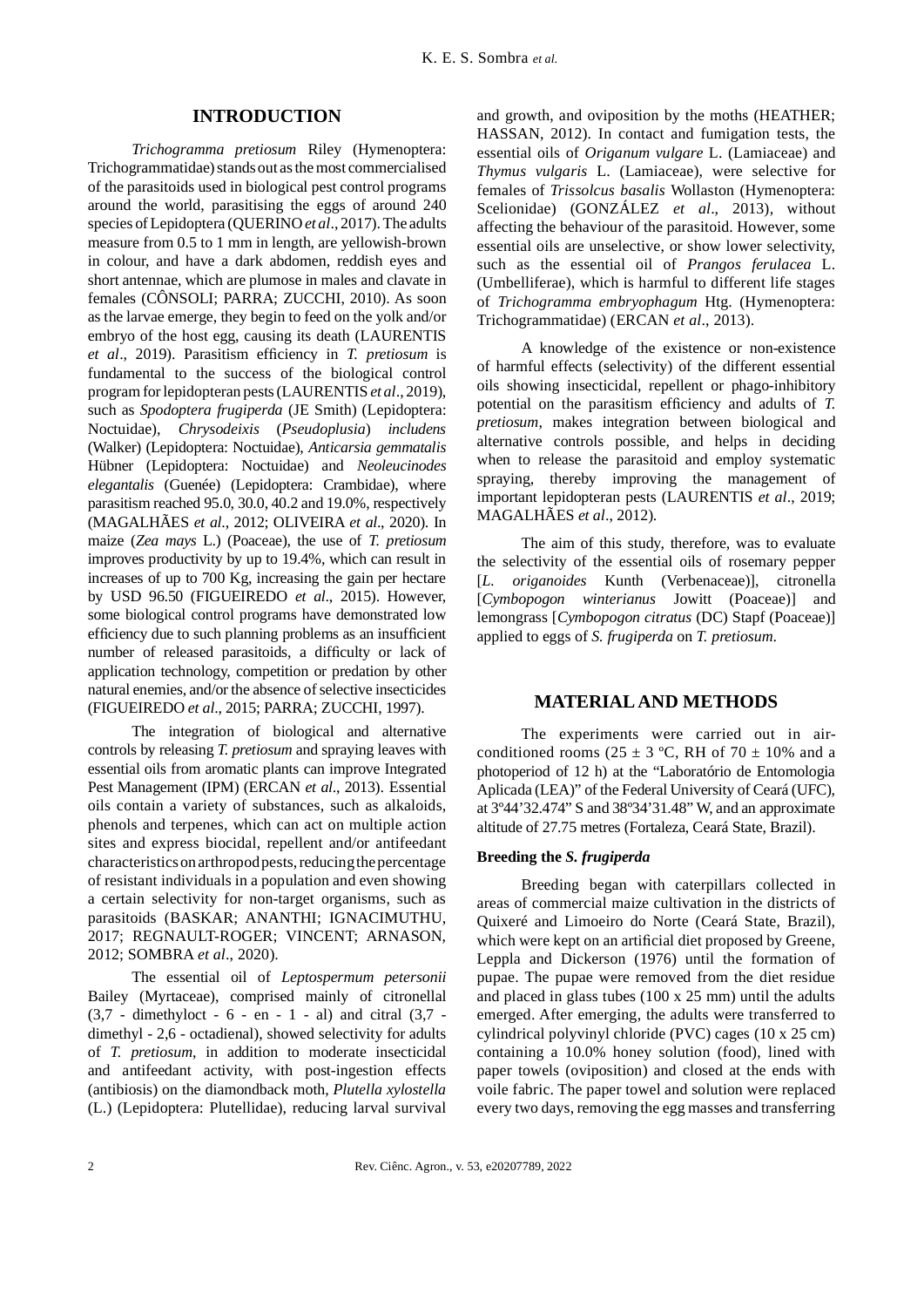## INTRODUCTION

*Trichogramma pretiosum* Riley (Hymenoptera: Trichogrammatidae) stands out as the most commercialised of the parasitoids used in biological pest control programs around the world, parasitising the eggs of around 240 species of Lepidoptera (QUERINO *et al*., 2017). The adults measure from 0.5 to 1 mm in length, are yellowish-brown in colour, and have a dark abdomen, reddish eyes and short antennae, which are plumose in males and clavate in females (CÔNSOLI; PARRA; ZUCCHI, 2010). As soon as the larvae emerge, they begin to feed on the yolk and/or embryo of the host egg, causing its death (LAURENTIS *et al*., 2019). Parasitism efficiency in *T. pretiosum* is fundamental to the success of the biological control program for lepidopteran pests (LAURENTIS *et al*., 2019), such as *Spodoptera frugiperda* (JE Smith) (Lepidoptera: Noctuidae), *Chrysodeixis* (*Pseudoplusia*) *includens* (Walker) (Lepidoptera: Noctuidae), *Anticarsia gemmatalis* Hübner (Lepidoptera: Noctuidae) and *Neoleucinodes elegantalis* (Guenée) (Lepidoptera: Crambidae), where parasitism reached 95.0, 30.0, 40.2 and 19.0%, respectively (MAGALHÃES *et al*., 2012; OLIVEIRA *et al*., 2020). In maize (*Zea mays* L.) (Poaceae), the use of *T. pretiosum* improves productivity by up to 19.4%, which can result in increases of up to 700 Kg, increasing the gain per hectare by USD 96.50 (FIGUEIREDO *et al*., 2015). However, some biological control programs have demonstrated low efficiency due to such planning problems as an insufficient number of released parasitoids, a difficulty or lack of application technology, competition or predation by other natural enemies, and/or the absence of selective insecticides (FIGUEIREDO *et al*., 2015; PARRA; ZUCCHI, 1997).

The integration of biological and alternative controls by releasing *T. pretiosum* and spraying leaves with essential oils from aromatic plants can improve Integrated Pest Management (IPM) (ERCAN *et al*., 2013). Essential oils contain a variety of substances, such as alkaloids, phenols and terpenes, which can act on multiple action sites and express biocidal, repellent and/or antifeedant characteristics on arthropod pests, reducing the percentage of resistant individuals in a population and even showing a certain selectivity for non-target organisms, such as parasitoids (BASKAR; ANANTHI; IGNACIMUTHU, 2017; REGNAULT-ROGER; VINCENT; ARNASON, 2012; SOMBRA *et al*., 2020).

The essential oil of *Leptospermum petersonii* Bailey (Myrtaceae), comprised mainly of citronellal (3,7 - dimethyloct - 6 - en - 1 - al) and citral (3,7 - dimethyl - 2,6 - octadienal), showed selectivity for adults of *T. pretiosum*, in addition to moderate insecticidal and antifeedant activity, with post-ingestion effects (antibiosis) on the diamondback moth, *Plutella xylostella* (L.) (Lepidoptera: Plutellidae), reducing larval survival and growth, and oviposition by the moths (HEATHER; HASSAN, 2012). In contact and fumigation tests, the essential oils of *Origanum vulgare* L. (Lamiaceae) and *Thymus vulgaris* L. (Lamiaceae), were selective for females of *Trissolcus basalis* Wollaston (Hymenoptera: Scelionidae) (GONZÁLEZ *et al*., 2013), without affecting the behaviour of the parasitoid. However, some essential oils are unselective, or show lower selectivity, such as the essential oil of *Prangos ferulacea* L. (Umbelliferae), which is harmful to different life stages of *Trichogramma embryophagum* Htg. (Hymenoptera: Trichogrammatidae) (ERCAN *et al*., 2013).

A knowledge of the existence or non-existence of harmful effects (selectivity) of the different essential oils showing insecticidal, repellent or phago-inhibitory potential on the parasitism efficiency and adults of *T. pretiosum*, makes integration between biological and alternative controls possible, and helps in deciding when to release the parasitoid and employ systematic spraying, thereby improving the management of important lepidopteran pests (LAURENTIS *et al*., 2019; MAGALHÃES *et al*., 2012).

The aim of this study, therefore, was to evaluate the selectivity of the essential oils of rosemary pepper [*L. origanoides* Kunth (Verbenaceae)], citronella [*Cymbopogon winterianus* Jowitt (Poaceae)] and lemongrass [*Cymbopogon citratus* (DC) Stapf (Poaceae)] applied to eggs of *S. frugiperda* on *T. pretiosum*.

## MATERIAL AND METHODS

The experiments were carried out in air-conditioned rooms (25 ± 3 ºC, RH of 70 ± 10% and a photoperiod of 12 h) at the "Laboratório de Entomologia Aplicada (LEA)" of the Federal University of Ceará (UFC), at 3º44'32.474" S and 38º34'31.48" W, and an approximate altitude of 27.75 metres (Fortaleza, Ceará State, Brazil).

### Breeding the *S. frugiperda*

Breeding began with caterpillars collected in areas of commercial maize cultivation in the districts of Quixeré and Limoeiro do Norte (Ceará State, Brazil), which were kept on an artificial diet proposed by Greene, Leppla and Dickerson (1976) until the formation of pupae. The pupae were removed from the diet residue and placed in glass tubes (100 x 25 mm) until the adults emerged. After emerging, the adults were transferred to cylindrical polyvinyl chloride (PVC) cages (10 x 25 cm) containing a 10.0% honey solution (food), lined with paper towels (oviposition) and closed at the ends with voile fabric. The paper towel and solution were replaced every two days, removing the egg masses and transferring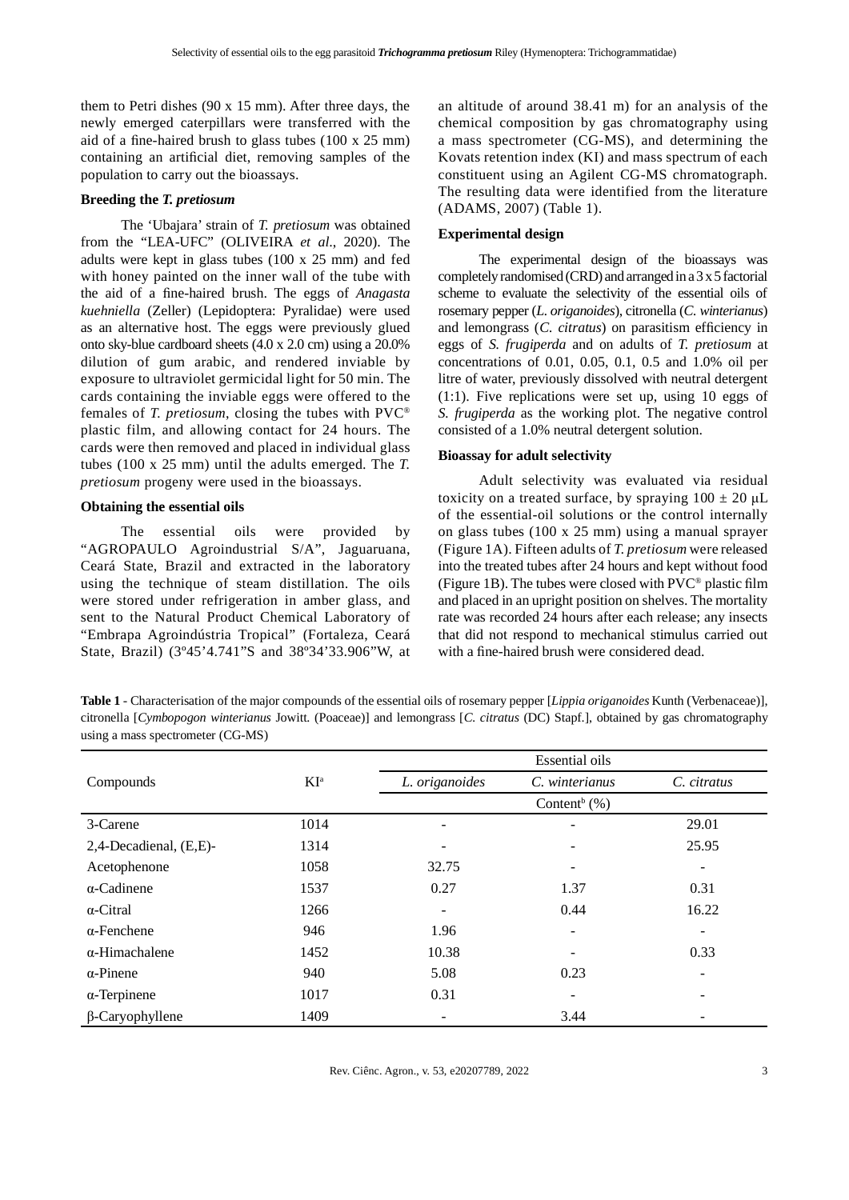them to Petri dishes (90 x 15 mm). After three days, the newly emerged caterpillars were transferred with the aid of a fine-haired brush to glass tubes (100 x 25 mm) containing an artificial diet, removing samples of the population to carry out the bioassays.

### Breeding the *T. pretiosum*

The 'Ubajara' strain of *T. pretiosum* was obtained from the "LEA-UFC" (OLIVEIRA *et al*., 2020). The adults were kept in glass tubes (100 x 25 mm) and fed with honey painted on the inner wall of the tube with the aid of a fine-haired brush. The eggs of *Anagasta kuehniella* (Zeller) (Lepidoptera: Pyralidae) were used as an alternative host. The eggs were previously glued onto sky-blue cardboard sheets (4.0 x 2.0 cm) using a 20.0% dilution of gum arabic, and rendered inviable by exposure to ultraviolet germicidal light for 50 min. The cards containing the inviable eggs were offered to the females of *T. pretiosum*, closing the tubes with PVC® plastic film, and allowing contact for 24 hours. The cards were then removed and placed in individual glass tubes (100 x 25 mm) until the adults emerged. The *T. pretiosum* progeny were used in the bioassays.

### Obtaining the essential oils

The essential oils were provided by "AGROPAULO Agroindustrial S/A", Jaguaruana, Ceará State, Brazil and extracted in the laboratory using the technique of steam distillation. The oils were stored under refrigeration in amber glass, and sent to the Natural Product Chemical Laboratory of "Embrapa Agroindústria Tropical" (Fortaleza, Ceará State, Brazil) (3º45'4.741"S and 38º34'33.906"W, at an altitude of around 38.41 m) for an analysis of the chemical composition by gas chromatography using a mass spectrometer (CG-MS), and determining the Kovats retention index (KI) and mass spectrum of each constituent using an Agilent CG-MS chromatograph. The resulting data were identified from the literature (ADAMS, 2007) (Table 1).

### Experimental design

The experimental design of the bioassays was completely randomised (CRD) and arranged in a 3 x 5 factorial scheme to evaluate the selectivity of the essential oils of rosemary pepper (*L. origanoides*), citronella (*C. winterianus*) and lemongrass (*C. citratus*) on parasitism efficiency in eggs of *S. frugiperda* and on adults of *T. pretiosum* at concentrations of 0.01, 0.05, 0.1, 0.5 and 1.0% oil per litre of water, previously dissolved with neutral detergent (1:1). Five replications were set up, using 10 eggs of *S. frugiperda* as the working plot. The negative control consisted of a 1.0% neutral detergent solution.

### Bioassay for adult selectivity

Adult selectivity was evaluated via residual toxicity on a treated surface, by spraying 100 ± 20 μL of the essential-oil solutions or the control internally on glass tubes (100 x 25 mm) using a manual sprayer (Figure 1A). Fifteen adults of *T. pretiosum* were released into the treated tubes after 24 hours and kept without food (Figure 1B). The tubes were closed with PVC® plastic film and placed in an upright position on shelves. The mortality rate was recorded 24 hours after each release; any insects that did not respond to mechanical stimulus carried out with a fine-haired brush were considered dead.

**Table 1** - Characterisation of the major compounds of the essential oils of rosemary pepper [*Lippia origanoides* Kunth (Verbenaceae)], citronella [*Cymbopogon winterianus* Jowitt. (Poaceae)] and lemongrass [*C. citratus* (DC) Stapf.], obtained by gas chromatography using a mass spectrometer (CG-MS)

| Compounds | KI[a] | Essential oils | | |
|---|---|---|---|---|
| | | *L. origanoides* | *C. winterianus* | *C. citratus* |
| | | Content[b] (%) | | |
| 3-Carene | 1014 | - | - | 29.01 |
| 2,4-Decadienal, (E,E)- | 1314 | - | - | 25.95 |
| Acetophenone | 1058 | 32.75 | - | - |
| α-Cadinene | 1537 | 0.27 | 1.37 | 0.31 |
| α-Citral | 1266 | - | 0.44 | 16.22 |
| α-Fenchene | 946 | 1.96 | - | - |
| α-Himachalene | 1452 | 10.38 | - | 0.33 |
| α-Pinene | 940 | 5.08 | 0.23 | - |
| α-Terpinene | 1017 | 0.31 | - | - |
| β-Caryophyllene | 1409 | - | 3.44 | - |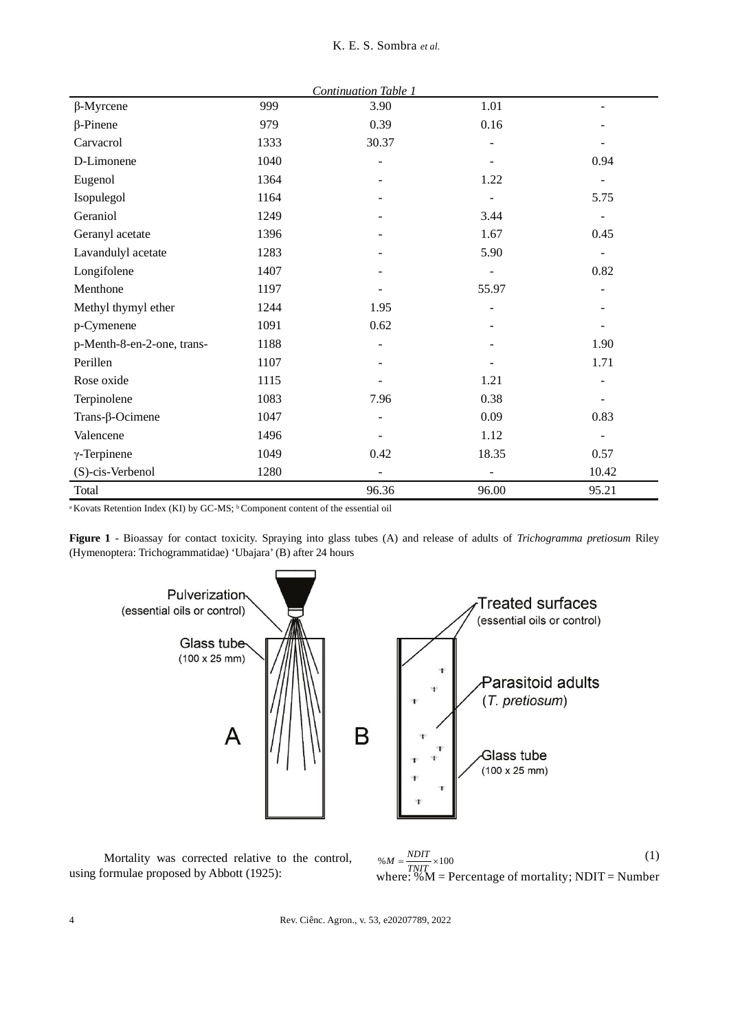*Continuation Table 1*

| | | | | |
|---|---|---|---|---|
| β-Myrcene | 999 | 3.90 | 1.01 | - |
| β-Pinene | 979 | 0.39 | 0.16 | - |
| Carvacrol | 1333 | 30.37 | - | - |
| D-Limonene | 1040 | - | - | 0.94 |
| Eugenol | 1364 | - | 1.22 | - |
| Isopulegol | 1164 | - | - | 5.75 |
| Geraniol | 1249 | - | 3.44 | - |
| Geranyl acetate | 1396 | - | 1.67 | 0.45 |
| Lavandulyl acetate | 1283 | - | 5.90 | - |
| Longifolene | 1407 | - | - | 0.82 |
| Menthone | 1197 | - | 55.97 | - |
| Methyl thymyl ether | 1244 | 1.95 | - | - |
| p-Cymenene | 1091 | 0.62 | - | - |
| p-Menth-8-en-2-one, trans- | 1188 | - | - | 1.90 |
| Perillen | 1107 | - | - | 1.71 |
| Rose oxide | 1115 | - | 1.21 | - |
| Terpinolene | 1083 | 7.96 | 0.38 | - |
| Trans-β-Ocimene | 1047 | - | 0.09 | 0.83 |
| Valencene | 1496 | - | 1.12 | - |
| γ-Terpinene | 1049 | 0.42 | 18.35 | 0.57 |
| (S)-cis-Verbenol | 1280 | - | - | 10.42 |
| Total | | 96.36 | 96.00 | 95.21 |

[a] Kovats Retention Index (KI) by GC-MS; [b] Component content of the essential oil

**Figure 1** - Bioassay for contact toxicity. Spraying into glass tubes (A) and release of adults of *Trichogramma pretiosum* Riley (Hymenoptera: Trichogrammatidae) 'Ubajara' (B) after 24 hours

Mortality was corrected relative to the control, using formulae proposed by Abbott (1925):

$$\%M = \frac{NDIT}{TNIT} \times 100 \quad (1)$$

where: %M = Percentage of mortality; NDIT = Number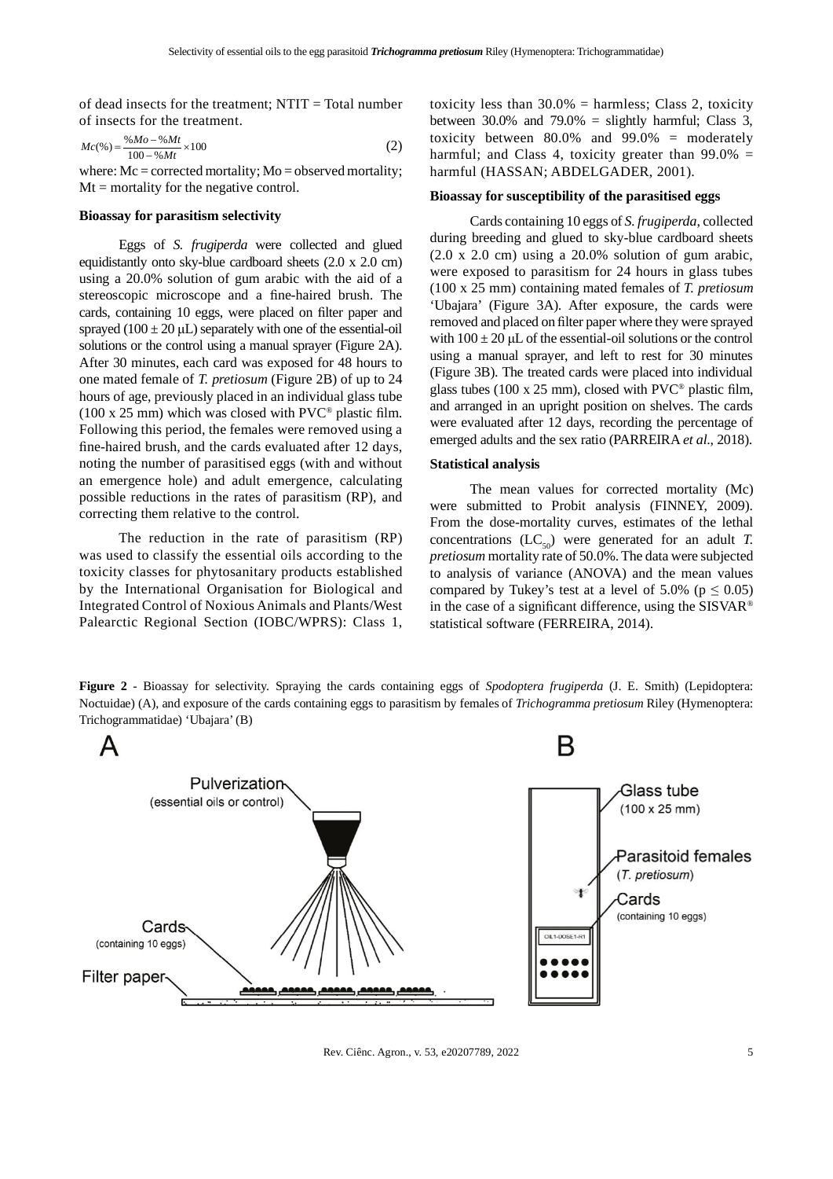of dead insects for the treatment; NTIT = Total number of insects for the treatment.

$$Mc(\%) = \frac{\%Mo - \%Mt}{100 - \%Mt} \times 100 \qquad (2)$$

where: Mc = corrected mortality; Mo = observed mortality; Mt = mortality for the negative control.

**Bioassay for parasitism selectivity**

Eggs of *S. frugiperda* were collected and glued equidistantly onto sky-blue cardboard sheets (2.0 x 2.0 cm) using a 20.0% solution of gum arabic with the aid of a stereoscopic microscope and a fine-haired brush. The cards, containing 10 eggs, were placed on filter paper and sprayed (100 ± 20 μL) separately with one of the essential-oil solutions or the control using a manual sprayer (Figure 2A). After 30 minutes, each card was exposed for 48 hours to one mated female of *T. pretiosum* (Figure 2B) of up to 24 hours of age, previously placed in an individual glass tube (100 x 25 mm) which was closed with PVC® plastic film. Following this period, the females were removed using a fine-haired brush, and the cards evaluated after 12 days, noting the number of parasitised eggs (with and without an emergence hole) and adult emergence, calculating possible reductions in the rates of parasitism (RP), and correcting them relative to the control.

The reduction in the rate of parasitism (RP) was used to classify the essential oils according to the toxicity classes for phytosanitary products established by the International Organisation for Biological and Integrated Control of Noxious Animals and Plants/West Palearctic Regional Section (IOBC/WPRS): Class 1, toxicity less than 30.0% = harmless; Class 2, toxicity between 30.0% and 79.0% = slightly harmful; Class 3, toxicity between 80.0% and 99.0% = moderately harmful; and Class 4, toxicity greater than 99.0% = harmful (HASSAN; ABDELGADER, 2001).

**Bioassay for susceptibility of the parasitised eggs**

Cards containing 10 eggs of *S. frugiperda*, collected during breeding and glued to sky-blue cardboard sheets (2.0 x 2.0 cm) using a 20.0% solution of gum arabic, were exposed to parasitism for 24 hours in glass tubes (100 x 25 mm) containing mated females of *T. pretiosum* 'Ubajara' (Figure 3A). After exposure, the cards were removed and placed on filter paper where they were sprayed with 100 ± 20 μL of the essential-oil solutions or the control using a manual sprayer, and left to rest for 30 minutes (Figure 3B). The treated cards were placed into individual glass tubes (100 x 25 mm), closed with PVC® plastic film, and arranged in an upright position on shelves. The cards were evaluated after 12 days, recording the percentage of emerged adults and the sex ratio (PARREIRA *et al*., 2018).

**Statistical analysis**

The mean values for corrected mortality (Mc) were submitted to Probit analysis (FINNEY, 2009). From the dose-mortality curves, estimates of the lethal concentrations ($LC_{50}$) were generated for an adult *T. pretiosum* mortality rate of 50.0%. The data were subjected to analysis of variance (ANOVA) and the mean values compared by Tukey's test at a level of 5.0% ($p \leq 0.05$) in the case of a significant difference, using the SISVAR® statistical software (FERREIRA, 2014).

**Figure 2** - Bioassay for selectivity. Spraying the cards containing eggs of *Spodoptera frugiperda* (J. E. Smith) (Lepidoptera: Noctuidae) (A), and exposure of the cards containing eggs to parasitism by females of *Trichogramma pretiosum* Riley (Hymenoptera: Trichogrammatidae) 'Ubajara' (B)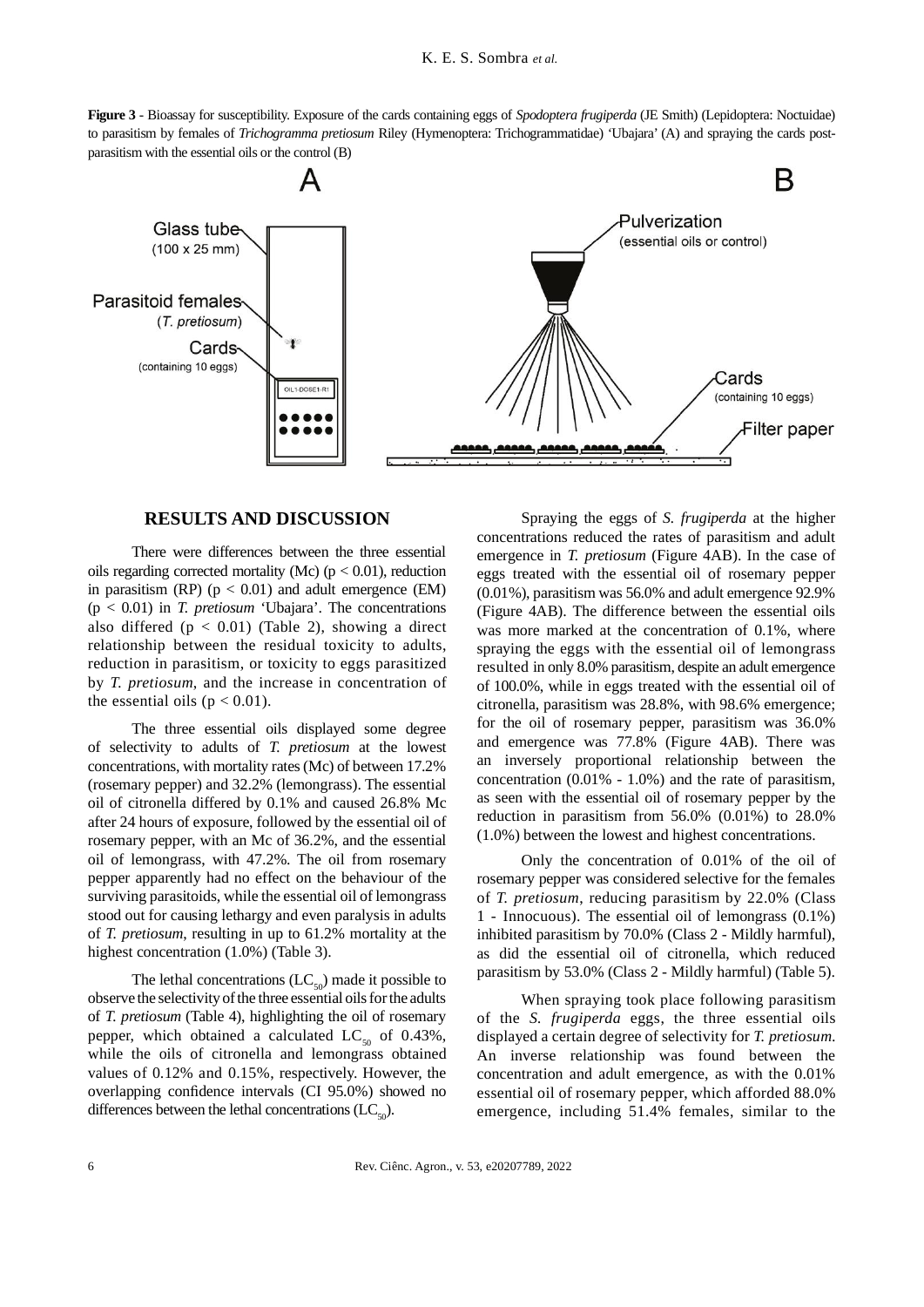**Figure 3** - Bioassay for susceptibility. Exposure of the cards containing eggs of *Spodoptera frugiperda* (JE Smith) (Lepidoptera: Noctuidae) to parasitism by females of *Trichogramma pretiosum* Riley (Hymenoptera: Trichogrammatidae) 'Ubajara' (A) and spraying the cards post-parasitism with the essential oils or the control (B)

## RESULTS AND DISCUSSION

There were differences between the three essential oils regarding corrected mortality (Mc) ($p < 0.01$), reduction in parasitism (RP) ($p < 0.01$) and adult emergence (EM) ($p < 0.01$) in *T. pretiosum* 'Ubajara'. The concentrations also differed ($p < 0.01$) (Table 2), showing a direct relationship between the residual toxicity to adults, reduction in parasitism, or toxicity to eggs parasitized by *T. pretiosum*, and the increase in concentration of the essential oils ($p < 0.01$).

The three essential oils displayed some degree of selectivity to adults of *T. pretiosum* at the lowest concentrations, with mortality rates (Mc) of between 17.2% (rosemary pepper) and 32.2% (lemongrass). The essential oil of citronella differed by 0.1% and caused 26.8% Mc after 24 hours of exposure, followed by the essential oil of rosemary pepper, with an Mc of 36.2%, and the essential oil of lemongrass, with 47.2%. The oil from rosemary pepper apparently had no effect on the behaviour of the surviving parasitoids, while the essential oil of lemongrass stood out for causing lethargy and even paralysis in adults of *T. pretiosum*, resulting in up to 61.2% mortality at the highest concentration (1.0%) (Table 3).

The lethal concentrations ($LC_{50}$) made it possible to observe the selectivity of the three essential oils for the adults of *T. pretiosum* (Table 4), highlighting the oil of rosemary pepper, which obtained a calculated $LC_{50}$ of 0.43%, while the oils of citronella and lemongrass obtained values of 0.12% and 0.15%, respectively. However, the overlapping confidence intervals (CI 95.0%) showed no differences between the lethal concentrations ($LC_{50}$).

Spraying the eggs of *S. frugiperda* at the higher concentrations reduced the rates of parasitism and adult emergence in *T. pretiosum* (Figure 4AB). In the case of eggs treated with the essential oil of rosemary pepper (0.01%), parasitism was 56.0% and adult emergence 92.9% (Figure 4AB). The difference between the essential oils was more marked at the concentration of 0.1%, where spraying the eggs with the essential oil of lemongrass resulted in only 8.0% parasitism, despite an adult emergence of 100.0%, while in eggs treated with the essential oil of citronella, parasitism was 28.8%, with 98.6% emergence; for the oil of rosemary pepper, parasitism was 36.0% and emergence was 77.8% (Figure 4AB). There was an inversely proportional relationship between the concentration (0.01% - 1.0%) and the rate of parasitism, as seen with the essential oil of rosemary pepper by the reduction in parasitism from 56.0% (0.01%) to 28.0% (1.0%) between the lowest and highest concentrations.

Only the concentration of 0.01% of the oil of rosemary pepper was considered selective for the females of *T. pretiosum*, reducing parasitism by 22.0% (Class 1 - Innocuous). The essential oil of lemongrass (0.1%) inhibited parasitism by 70.0% (Class 2 - Mildly harmful), as did the essential oil of citronella, which reduced parasitism by 53.0% (Class 2 - Mildly harmful) (Table 5).

When spraying took place following parasitism of the *S. frugiperda* eggs, the three essential oils displayed a certain degree of selectivity for *T. pretiosum*. An inverse relationship was found between the concentration and adult emergence, as with the 0.01% essential oil of rosemary pepper, which afforded 88.0% emergence, including 51.4% females, similar to the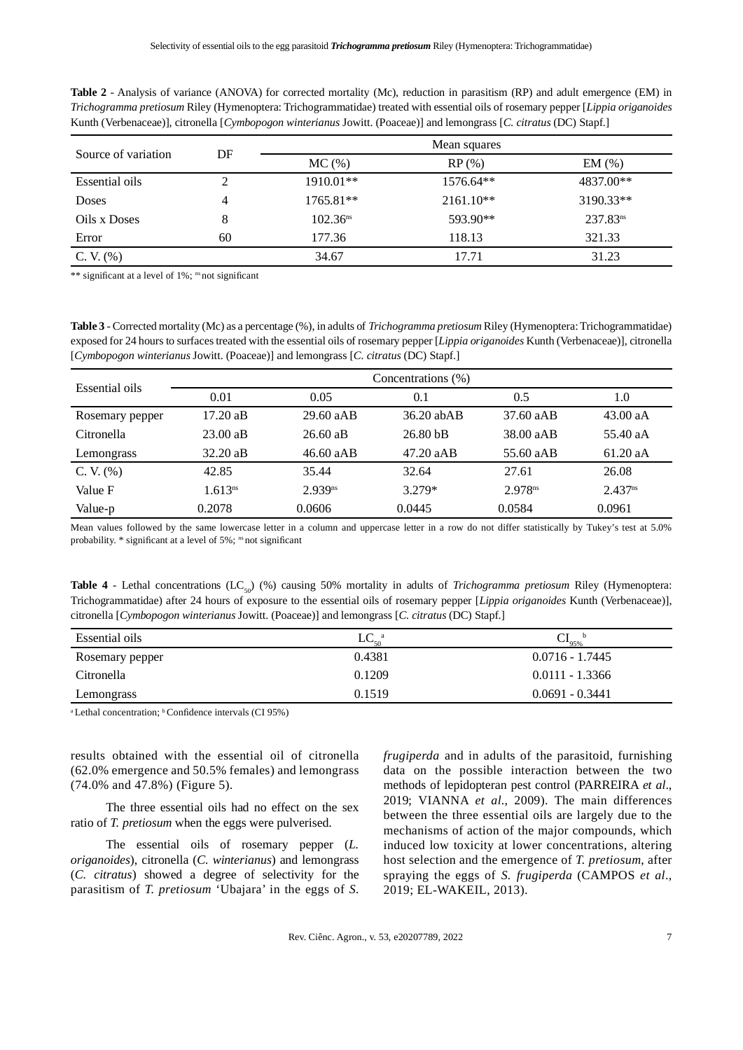**Table 2** - Analysis of variance (ANOVA) for corrected mortality (Mc), reduction in parasitism (RP) and adult emergence (EM) in *Trichogramma pretiosum* Riley (Hymenoptera: Trichogrammatidae) treated with essential oils of rosemary pepper [*Lippia origanoides* Kunth (Verbenaceae)], citronella [*Cymbopogon winterianus* Jowitt. (Poaceae)] and lemongrass [*C. citratus* (DC) Stapf.]

| Source of variation | DF | Mean squares | | |
|---|---|---|---|---|
| | | MC (%) | RP (%) | EM (%) |
| Essential oils | 2 | 1910.01** | 1576.64** | 4837.00** |
| Doses | 4 | 1765.81** | 2161.10** | 3190.33** |
| Oils x Doses | 8 | 102.36[ns] | 593.90** | 237.83[ns] |
| Error | 60 | 177.36 | 118.13 | 321.33 |
| C. V. (%) | | 34.67 | 17.71 | 31.23 |

** significant at a level of 1%; [ns] not significant

**Table 3** - Corrected mortality (Mc) as a percentage (%), in adults of *Trichogramma pretiosum* Riley (Hymenoptera: Trichogrammatidae) exposed for 24 hours to surfaces treated with the essential oils of rosemary pepper [*Lippia origanoides* Kunth (Verbenaceae)], citronella [*Cymbopogon winterianus* Jowitt. (Poaceae)] and lemongrass [*C. citratus* (DC) Stapf.]

| Essential oils | Concentrations (%) | | | | |
|---|---|---|---|---|---|
| | 0.01 | 0.05 | 0.1 | 0.5 | 1.0 |
| Rosemary pepper | 17.20 aB | 29.60 aAB | 36.20 abAB | 37.60 aAB | 43.00 aA |
| Citronella | 23.00 aB | 26.60 aB | 26.80 bB | 38.00 aAB | 55.40 aA |
| Lemongrass | 32.20 aB | 46.60 aAB | 47.20 aAB | 55.60 aAB | 61.20 aA |
| C. V. (%) | 42.85 | 35.44 | 32.64 | 27.61 | 26.08 |
| Value F | 1.613[ns] | 2.939[ns] | 3.279* | 2.978[ns] | 2.437[ns] |
| Value-p | 0.2078 | 0.0606 | 0.0445 | 0.0584 | 0.0961 |

Mean values followed by the same lowercase letter in a column and uppercase letter in a row do not differ statistically by Tukey's test at 5.0% probability. * significant at a level of 5%; [ns] not significant

**Table 4** - Lethal concentrations ($LC_{50}$) (%) causing 50% mortality in adults of *Trichogramma pretiosum* Riley (Hymenoptera: Trichogrammatidae) after 24 hours of exposure to the essential oils of rosemary pepper [*Lippia origanoides* Kunth (Verbenaceae)], citronella [*Cymbopogon winterianus* Jowitt. (Poaceae)] and lemongrass [*C. citratus* (DC) Stapf.]

| Essential oils | $LC_{50}$ [a] | $CI_{95\%}$ [b] |
|---|---|---|
| Rosemary pepper | 0.4381 | 0.0716 - 1.7445 |
| Citronella | 0.1209 | 0.0111 - 1.3366 |
| Lemongrass | 0.1519 | 0.0691 - 0.3441 |

[a] Lethal concentration; [b] Confidence intervals (CI 95%)

results obtained with the essential oil of citronella (62.0% emergence and 50.5% females) and lemongrass (74.0% and 47.8%) (Figure 5).

The three essential oils had no effect on the sex ratio of *T. pretiosum* when the eggs were pulverised.

The essential oils of rosemary pepper (*L. origanoides*), citronella (*C. winterianus*) and lemongrass (*C. citratus*) showed a degree of selectivity for the parasitism of *T. pretiosum* 'Ubajara' in the eggs of *S. frugiperda* and in adults of the parasitoid, furnishing data on the possible interaction between the two methods of lepidopteran pest control (PARREIRA *et al*., 2019; VIANNA *et al.*, 2009). The main differences between the three essential oils are largely due to the mechanisms of action of the major compounds, which induced low toxicity at lower concentrations, altering host selection and the emergence of *T. pretiosum*, after spraying the eggs of *S. frugiperda* (CAMPOS *et al*., 2019; EL-WAKEIL, 2013).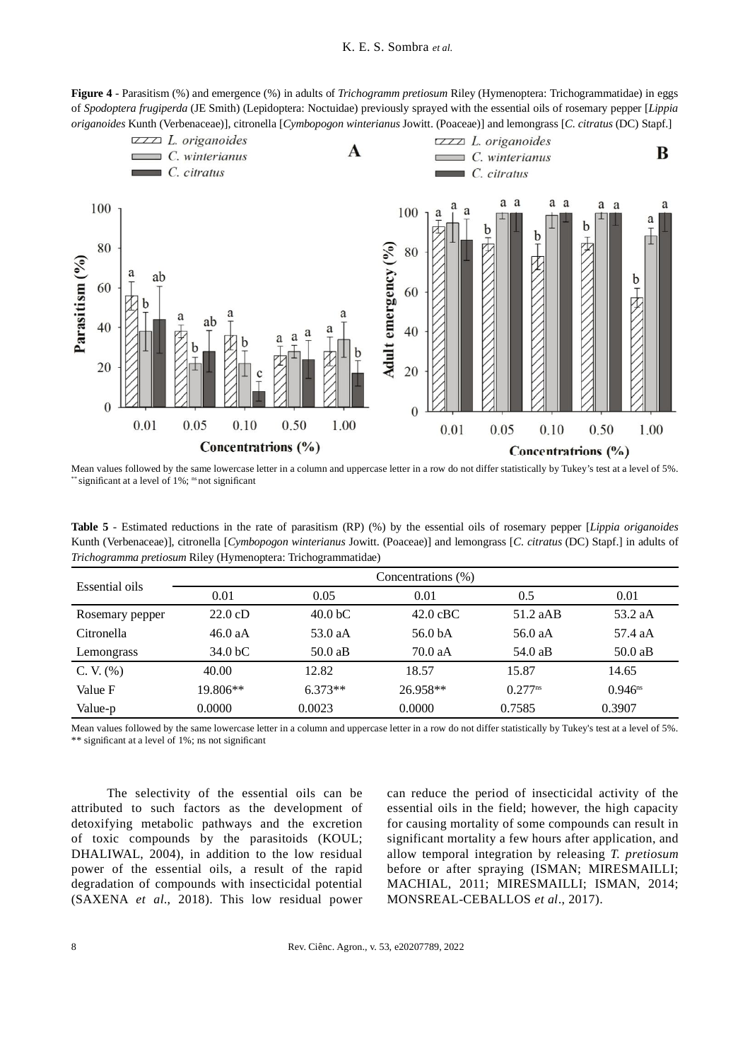**Figure 4** - Parasitism (%) and emergence (%) in adults of *Trichogramm pretiosum* Riley (Hymenoptera: Trichogrammatidae) in eggs of *Spodoptera frugiperda* (JE Smith) (Lepidoptera: Noctuidae) previously sprayed with the essential oils of rosemary pepper [*Lippia origanoides* Kunth (Verbenaceae)], citronella [*Cymbopogon winterianus* Jowitt. (Poaceae)] and lemongrass [*C. citratus* (DC) Stapf.]

Mean values followed by the same lowercase letter in a column and uppercase letter in a row do not differ statistically by Tukey's test at a level of 5%. ** significant at a level of 1%; ns not significant

**Table 5** - Estimated reductions in the rate of parasitism (RP) (%) by the essential oils of rosemary pepper [*Lippia origanoides* Kunth (Verbenaceae)], citronella [*Cymbopogon winterianus* Jowitt. (Poaceae)] and lemongrass [*C. citratus* (DC) Stapf.] in adults of *Trichogramma pretiosum* Riley (Hymenoptera: Trichogrammatidae)

| Essential oils | Concentrations (%) | | | | |
|---|---|---|---|---|---|
| | 0.01 | 0.05 | 0.01 | 0.5 | 0.01 |
| Rosemary pepper | 22.0 cD | 40.0 bC | 42.0 cBC | 51.2 aAB | 53.2 aA |
| Citronella | 46.0 aA | 53.0 aA | 56.0 bA | 56.0 aA | 57.4 aA |
| Lemongrass | 34.0 bC | 50.0 aB | 70.0 aA | 54.0 aB | 50.0 aB |
| C. V. (%) | 40.00 | 12.82 | 18.57 | 15.87 | 14.65 |
| Value F | 19.806** | 6.373** | 26.958** | 0.277ns | 0.946ns |
| Value-p | 0.0000 | 0.0023 | 0.0000 | 0.7585 | 0.3907 |

Mean values followed by the same lowercase letter in a column and uppercase letter in a row do not differ statistically by Tukey's test at a level of 5%. ** significant at a level of 1%; ns not significant

The selectivity of the essential oils can be attributed to such factors as the development of detoxifying metabolic pathways and the excretion of toxic compounds by the parasitoids (KOUL; DHALIWAL, 2004), in addition to the low residual power of the essential oils, a result of the rapid degradation of compounds with insecticidal potential (SAXENA *et al*., 2018). This low residual power can reduce the period of insecticidal activity of the essential oils in the field; however, the high capacity for causing mortality of some compounds can result in significant mortality a few hours after application, and allow temporal integration by releasing *T. pretiosum* before or after spraying (ISMAN; MIRESMAILLI; MACHIAL, 2011; MIRESMAILLI; ISMAN, 2014; MONSREAL-CEBALLOS *et al*., 2017).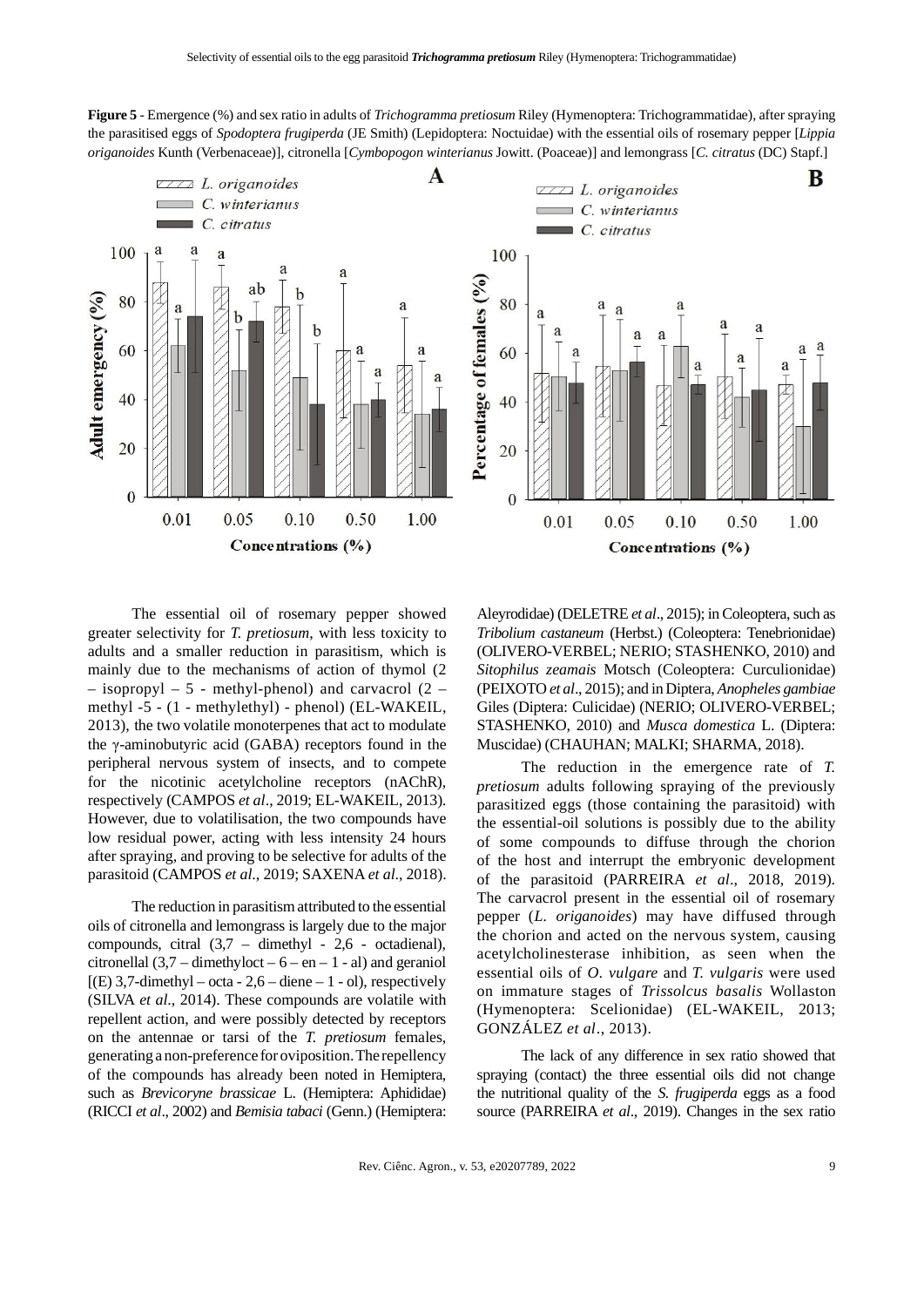**Figure 5** - Emergence (%) and sex ratio in adults of *Trichogramma pretiosum* Riley (Hymenoptera: Trichogrammatidae), after spraying the parasitised eggs of *Spodoptera frugiperda* (JE Smith) (Lepidoptera: Noctuidae) with the essential oils of rosemary pepper [*Lippia origanoides* Kunth (Verbenaceae)], citronella [*Cymbopogon winterianus* Jowitt. (Poaceae)] and lemongrass [*C. citratus* (DC) Stapf.]

The essential oil of rosemary pepper showed greater selectivity for *T. pretiosum*, with less toxicity to adults and a smaller reduction in parasitism, which is mainly due to the mechanisms of action of thymol (2 – isopropyl – 5 - methyl-phenol) and carvacrol (2 – methyl -5 - (1 - methylethyl) - phenol) (EL-WAKEIL, 2013), the two volatile monoterpenes that act to modulate the γ-aminobutyric acid (GABA) receptors found in the peripheral nervous system of insects, and to compete for the nicotinic acetylcholine receptors (nAChR), respectively (CAMPOS *et al*., 2019; EL-WAKEIL, 2013). However, due to volatilisation, the two compounds have low residual power, acting with less intensity 24 hours after spraying, and proving to be selective for adults of the parasitoid (CAMPOS *et al*., 2019; SAXENA *et al*., 2018).

The reduction in parasitism attributed to the essential oils of citronella and lemongrass is largely due to the major compounds, citral (3,7 – dimethyl - 2,6 - octadienal), citronellal (3,7 – dimethyloct – 6 – en – 1 - al) and geraniol [(E) 3,7-dimethyl – octa - 2,6 – diene – 1 - ol), respectively (SILVA *et al*., 2014). These compounds are volatile with repellent action, and were possibly detected by receptors on the antennae or tarsi of the *T. pretiosum* females, generating a non-preference for oviposition. The repellency of the compounds has already been noted in Hemiptera, such as *Brevicoryne brassicae* L. (Hemiptera: Aphididae) (RICCI *et al*., 2002) and *Bemisia tabaci* (Genn.) (Hemiptera: Aleyrodidae) (DELETRE *et al*., 2015); in Coleoptera, such as *Tribolium castaneum* (Herbst.) (Coleoptera: Tenebrionidae) (OLIVERO-VERBEL; NERIO; STASHENKO, 2010) and *Sitophilus zeamais* Motsch (Coleoptera: Curculionidae) (PEIXOTO *et al*., 2015); and in Diptera, *Anopheles gambiae* Giles (Diptera: Culicidae) (NERIO; OLIVERO-VERBEL; STASHENKO, 2010) and *Musca domestica* L. (Diptera: Muscidae) (CHAUHAN; MALKI; SHARMA, 2018).

The reduction in the emergence rate of *T. pretiosum* adults following spraying of the previously parasitized eggs (those containing the parasitoid) with the essential-oil solutions is possibly due to the ability of some compounds to diffuse through the chorion of the host and interrupt the embryonic development of the parasitoid (PARREIRA *et al*., 2018, 2019). The carvacrol present in the essential oil of rosemary pepper (*L. origanoides*) may have diffused through the chorion and acted on the nervous system, causing acetylcholinesterase inhibition, as seen when the essential oils of *O. vulgare* and *T. vulgaris* were used on immature stages of *Trissolcus basalis* Wollaston (Hymenoptera: Scelionidae) (EL-WAKEIL, 2013; GONZÁLEZ *et al*., 2013).

The lack of any difference in sex ratio showed that spraying (contact) the three essential oils did not change the nutritional quality of the *S. frugiperda* eggs as a food source (PARREIRA *et al*., 2019). Changes in the sex ratio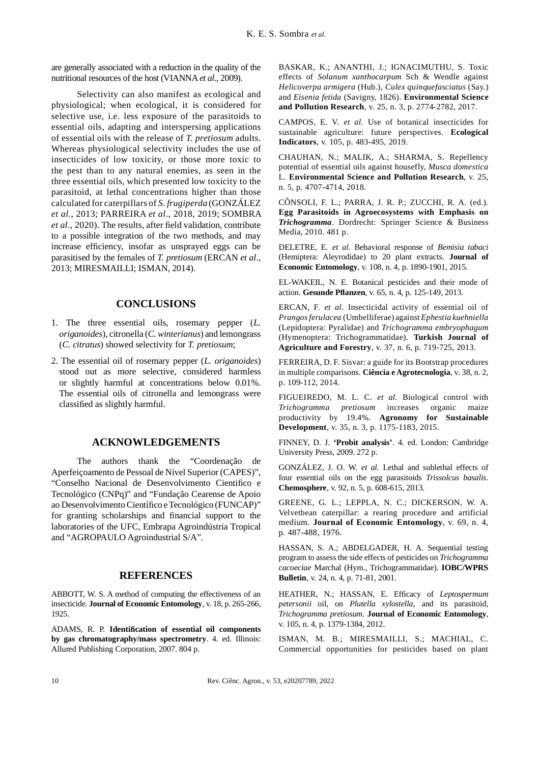are generally associated with a reduction in the quality of the nutritional resources of the host (VIANNA *et al*., 2009).

Selectivity can also manifest as ecological and physiological; when ecological, it is considered for selective use, i.e. less exposure of the parasitoids to essential oils, adapting and interspersing applications of essential oils with the release of *T. pretiosum* adults. Whereas physiological selectivity includes the use of insecticides of low toxicity, or those more toxic to the pest than to any natural enemies, as seen in the three essential oils, which presented low toxicity to the parasitoid, at lethal concentrations higher than those calculated for caterpillars of *S. frugiperda* (GONZÁLEZ *et al*., 2013; PARREIRA *et al*., 2018, 2019; SOMBRA *et al*., 2020). The results, after field validation, contribute to a possible integration of the two methods, and may increase efficiency, insofar as unsprayed eggs can be parasitised by the females of *T. pretiosum* (ERCAN *et al*., 2013; MIRESMAILLI; ISMAN, 2014).

## CONCLUSIONS

1. The three essential oils, rosemary pepper (*L. origanoides*), citronella (*C. winterianus*) and lemongrass (*C. citratus*) showed selectivity for *T. pretiosum*;
2. The essential oil of rosemary pepper (*L. origanoides*) stood out as more selective, considered harmless or slightly harmful at concentrations below 0.01%. The essential oils of citronella and lemongrass were classified as slightly harmful.

## ACKNOWLEDGEMENTS

The authors thank the "Coordenação de Aperfeiçoamento de Pessoal de Nível Superior (CAPES)", "Conselho Nacional de Desenvolvimento Cientifico e Tecnológico (CNPq)" and "Fundação Cearense de Apoio ao Desenvolvimento Científico e Tecnológico (FUNCAP)" for granting scholarships and financial support to the laboratories of the UFC, Embrapa Agroindústria Tropical and "AGROPAULO Agroindustrial S/A".

## REFERENCES

ABBOTT, W. S. A method of computing the effectiveness of an insecticide. **Journal of Economic Entomology**, v. 18, p. 265-266, 1925.

ADAMS, R. P. **Identification of essential oil components by gas chromatography/mass spectrometry**. 4. ed. Illinois: Allured Publishing Corporation, 2007. 804 p.

BASKAR, K.; ANANTHI, J.; IGNACIMUTHU, S. Toxic effects of *Solanum xanthocarpum* Sch & Wendle against *Helicoverpa armigera* (Hub.), *Culex quinquefasciatus* (Say.) and *Eisenia fetida* (Savigny, 1826). **Environmental Science and Pollution Research**, v. 25, n. 3, p. 2774-2782, 2017.

CAMPOS, E. V. *et al.* Use of botanical insecticides for sustainable agriculture: future perspectives. **Ecological Indicators**, v. 105, p. 483-495, 2019.

CHAUHAN, N.; MALIK, A.; SHARMA, S. Repellency potential of essential oils against housefly, *Musca domestica* L. **Environmental Science and Pollution Research**, v. 25, n. 5, p. 4707-4714, 2018.

CÔNSOLI, F. L.; PARRA, J. R. P.; ZUCCHI, R. A. (ed.). **Egg Parasitoids in Agroecosystems with Emphasis on *Trichogramma***. Dordrecht: Springer Science & Business Media, 2010. 481 p.

DELETRE, E. *et al.* Behavioral response of *Bemisia tabaci* (Hemiptera: Aleyrodidae) to 20 plant extracts. **Journal of Economic Entomology**, v. 108, n. 4, p. 1890-1901, 2015.

EL-WAKEIL, N. E. Botanical pesticides and their mode of action. **Gesunde Pflanzen**, v. 65, n. 4, p. 125-149, 2013.

ERCAN, F. *et al.* Insecticidal activity of essential oil of *Prangos ferulacea* (Umbelliferae) against *Ephestia kuehniella* (Lepidoptera: Pyralidae) and *Trichogramma embryophagum* (Hymenoptera: Trichogrammatidae). **Turkish Journal of Agriculture and Forestry**, v. 37, n. 6, p. 719-725, 2013.

FERREIRA, D. F. Sisvar: a guide for its Bootstrap procedures in multiple comparisons. **Ciência e Agrotecnologia**, v. 38, n. 2, p. 109-112, 2014.

FIGUEIREDO, M. L. C. *et al.* Biological control with *Trichogramma pretiosum* increases organic maize productivity by 19.4%. **Agronomy for Sustainable Development**, v. 35, n. 3, p. 1175-1183, 2015.

FINNEY, D. J. **'Probit analysis'**. 4. ed. London: Cambridge University Press, 2009. 272 p.

GONZÁLEZ, J. O. W. *et al.* Lethal and sublethal effects of four essential oils on the egg parasitoids *Trissolcus basalis*. **Chemosphere**, v. 92, n. 5, p. 608-615, 2013.

GREENE, G. L.; LEPPLA, N. C.; DICKERSON, W. A. Velvetbean caterpillar: a rearing procedure and artificial medium. **Journal of Economic Entomology**, v. 69, n. 4, p. 487-488, 1976.

HASSAN, S. A.; ABDELGADER, H. A. Sequential testing program to assess the side effects of pesticides on *Trichogramma cacoeciae* Marchal (Hym., Trichogrammatidae). **IOBC/WPRS Bulletin**, v. 24, n. 4, p. 71-81, 2001.

HEATHER, N.; HASSAN, E. Efficacy of *Leptospermum petersonii* oil, on *Plutella xylostella*, and its parasitoid, *Trichogramma pretiosum*. **Journal of Economic Entomology**, v. 105, n. 4, p. 1379-1384, 2012.

ISMAN, M. B.; MIRESMAILLI, S.; MACHIAL, C. Commercial opportunities for pesticides based on plant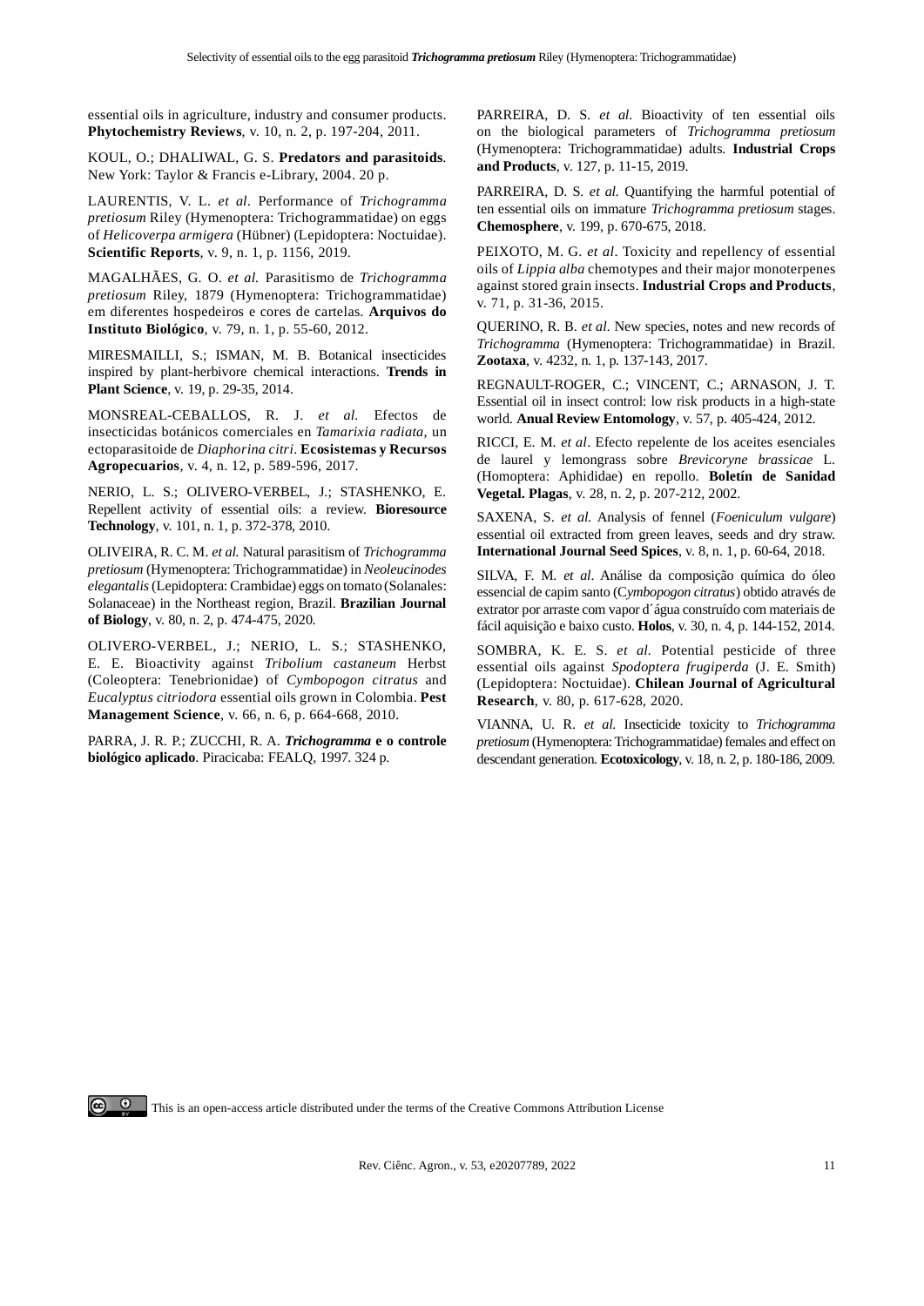essential oils in agriculture, industry and consumer products. **Phytochemistry Reviews**, v. 10, n. 2, p. 197-204, 2011.

KOUL, O.; DHALIWAL, G. S. **Predators and parasitoids**. New York: Taylor & Francis e-Library, 2004. 20 p.

LAURENTIS, V. L. *et al*. Performance of *Trichogramma pretiosum* Riley (Hymenoptera: Trichogrammatidae) on eggs of *Helicoverpa armigera* (Hübner) (Lepidoptera: Noctuidae). **Scientific Reports**, v. 9, n. 1, p. 1156, 2019.

MAGALHÃES, G. O. *et al.* Parasitismo de *Trichogramma pretiosum* Riley, 1879 (Hymenoptera: Trichogrammatidae) em diferentes hospedeiros e cores de cartelas. **Arquivos do Instituto Biológico**, v. 79, n. 1, p. 55-60, 2012.

MIRESMAILLI, S.; ISMAN, M. B. Botanical insecticides inspired by plant-herbivore chemical interactions. **Trends in Plant Science**, v. 19, p. 29-35, 2014.

MONSREAL-CEBALLOS, R. J. *et al.* Efectos de insecticidas botánicos comerciales en *Tamarixia radiata*, un ectoparasitoide de *Diaphorina citri*. **Ecosistemas y Recursos Agropecuarios**, v. 4, n. 12, p. 589-596, 2017.

NERIO, L. S.; OLIVERO-VERBEL, J.; STASHENKO, E. Repellent activity of essential oils: a review. **Bioresource Technology**, v. 101, n. 1, p. 372-378, 2010.

OLIVEIRA, R. C. M. *et al.* Natural parasitism of *Trichogramma pretiosum* (Hymenoptera: Trichogrammatidae) in *Neoleucinodes elegantalis* (Lepidoptera: Crambidae) eggs on tomato (Solanales: Solanaceae) in the Northeast region, Brazil. **Brazilian Journal of Biology**, v. 80, n. 2, p. 474-475, 2020.

OLIVERO-VERBEL, J.; NERIO, L. S.; STASHENKO, E. E. Bioactivity against *Tribolium castaneum* Herbst (Coleoptera: Tenebrionidae) of *Cymbopogon citratus* and *Eucalyptus citriodora* essential oils grown in Colombia. **Pest Management Science**, v. 66, n. 6, p. 664-668, 2010.

PARRA, J. R. P.; ZUCCHI, R. A. ***Trichogramma* e o controle biológico aplicado**. Piracicaba: FEALQ, 1997. 324 p.

PARREIRA, D. S. *et al.* Bioactivity of ten essential oils on the biological parameters of *Trichogramma pretiosum* (Hymenoptera: Trichogrammatidae) adults. **Industrial Crops and Products**, v. 127, p. 11-15, 2019.

PARREIRA, D. S. *et al.* Quantifying the harmful potential of ten essential oils on immature *Trichogramma pretiosum* stages. **Chemosphere**, v. 199, p. 670-675, 2018.

PEIXOTO, M. G. *et al*. Toxicity and repellency of essential oils of *Lippia alba* chemotypes and their major monoterpenes against stored grain insects. **Industrial Crops and Products**, v. 71, p. 31-36, 2015.

QUERINO, R. B. *et al.* New species, notes and new records of *Trichogramma* (Hymenoptera: Trichogrammatidae) in Brazil. **Zootaxa**, v. 4232, n. 1, p. 137-143, 2017.

REGNAULT-ROGER, C.; VINCENT, C.; ARNASON, J. T. Essential oil in insect control: low risk products in a high-state world. **Anual Review Entomology**, v. 57, p. 405-424, 2012.

RICCI, E. M. *et al*. Efecto repelente de los aceites esenciales de laurel y lemongrass sobre *Brevicoryne brassicae* L. (Homoptera: Aphididae) en repollo. **Boletín de Sanidad Vegetal. Plagas**, v. 28, n. 2, p. 207-212, 2002.

SAXENA, S. *et al.* Analysis of fennel (*Foeniculum vulgare*) essential oil extracted from green leaves, seeds and dry straw. **International Journal Seed Spices**, v. 8, n. 1, p. 60-64, 2018.

SILVA, F. M. *et al*. Análise da composição química do óleo essencial de capim santo (C*ymbopogon citratus*) obtido através de extrator por arraste com vapor d´água construído com materiais de fácil aquisição e baixo custo. **Holos**, v. 30, n. 4, p. 144-152, 2014.

SOMBRA, K. E. S. *et al.* Potential pesticide of three essential oils against *Spodoptera frugiperda* (J. E. Smith) (Lepidoptera: Noctuidae). **Chilean Journal of Agricultural Research**, v. 80, p. 617-628, 2020.

VIANNA, U. R. *et al.* Insecticide toxicity to *Trichogramma pretiosum* (Hymenoptera: Trichogrammatidae) females and effect on descendant generation. **Ecotoxicology**, v. 18, n. 2, p. 180-186, 2009.

This is an open-access article distributed under the terms of the Creative Commons Attribution License